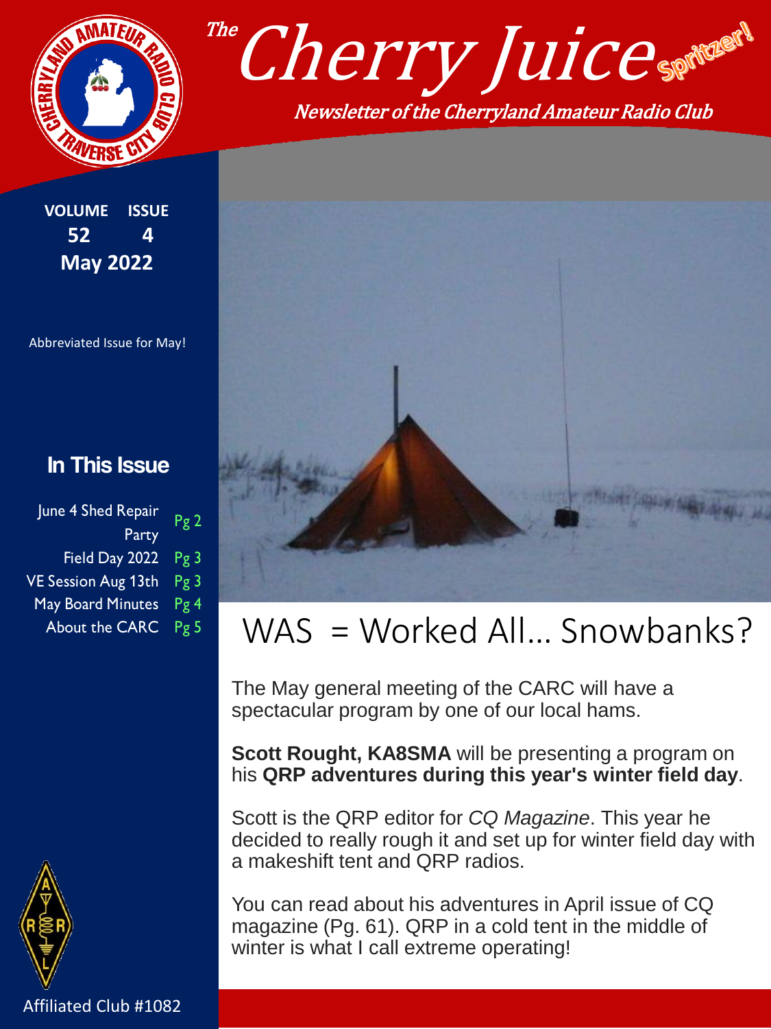# The Cherry Juice Spritzer!

*Newsletter of the Cherryland Amateur Radio Club*

**VOLUME 52 ISSUE 4**
**May 2022**

Abbreviated Issue for May!

## In This Issue

| | |
|---|---|
| June 4 Shed Repair Party | Pg 2 |
| Field Day 2022 | Pg 3 |
| VE Session Aug 13th | Pg 3 |
| May Board Minutes | Pg 4 |
| About the CARC | Pg 5 |

Affiliated Club #1082

# WAS = Worked All… Snowbanks?

The May general meeting of the CARC will have a spectacular program by one of our local hams.

**Scott Rought, KA8SMA** will be presenting a program on his **QRP adventures during this year's winter field day**.

Scott is the QRP editor for *CQ Magazine*. This year he decided to really rough it and set up for winter field day with a makeshift tent and QRP radios.

You can read about his adventures in April issue of CQ magazine (Pg. 61). QRP in a cold tent in the middle of winter is what I call extreme operating!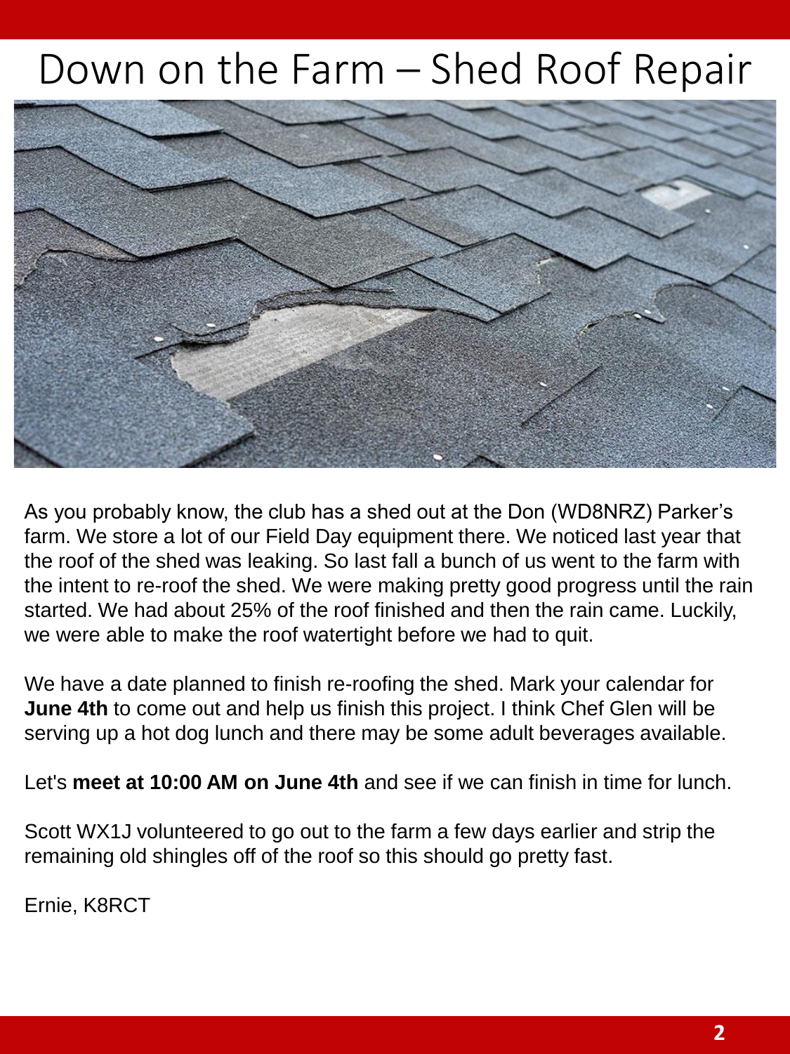# Down on the Farm – Shed Roof Repair

As you probably know, the club has a shed out at the Don (WD8NRZ) Parker's farm. We store a lot of our Field Day equipment there. We noticed last year that the roof of the shed was leaking. So last fall a bunch of us went to the farm with the intent to re-roof the shed. We were making pretty good progress until the rain started. We had about 25% of the roof finished and then the rain came. Luckily, we were able to make the roof watertight before we had to quit.

We have a date planned to finish re-roofing the shed. Mark your calendar for **June 4th** to come out and help us finish this project. I think Chef Glen will be serving up a hot dog lunch and there may be some adult beverages available.

Let's **meet at 10:00 AM on June 4th** and see if we can finish in time for lunch.

Scott WX1J volunteered to go out to the farm a few days earlier and strip the remaining old shingles off of the roof so this should go pretty fast.

Ernie, K8RCT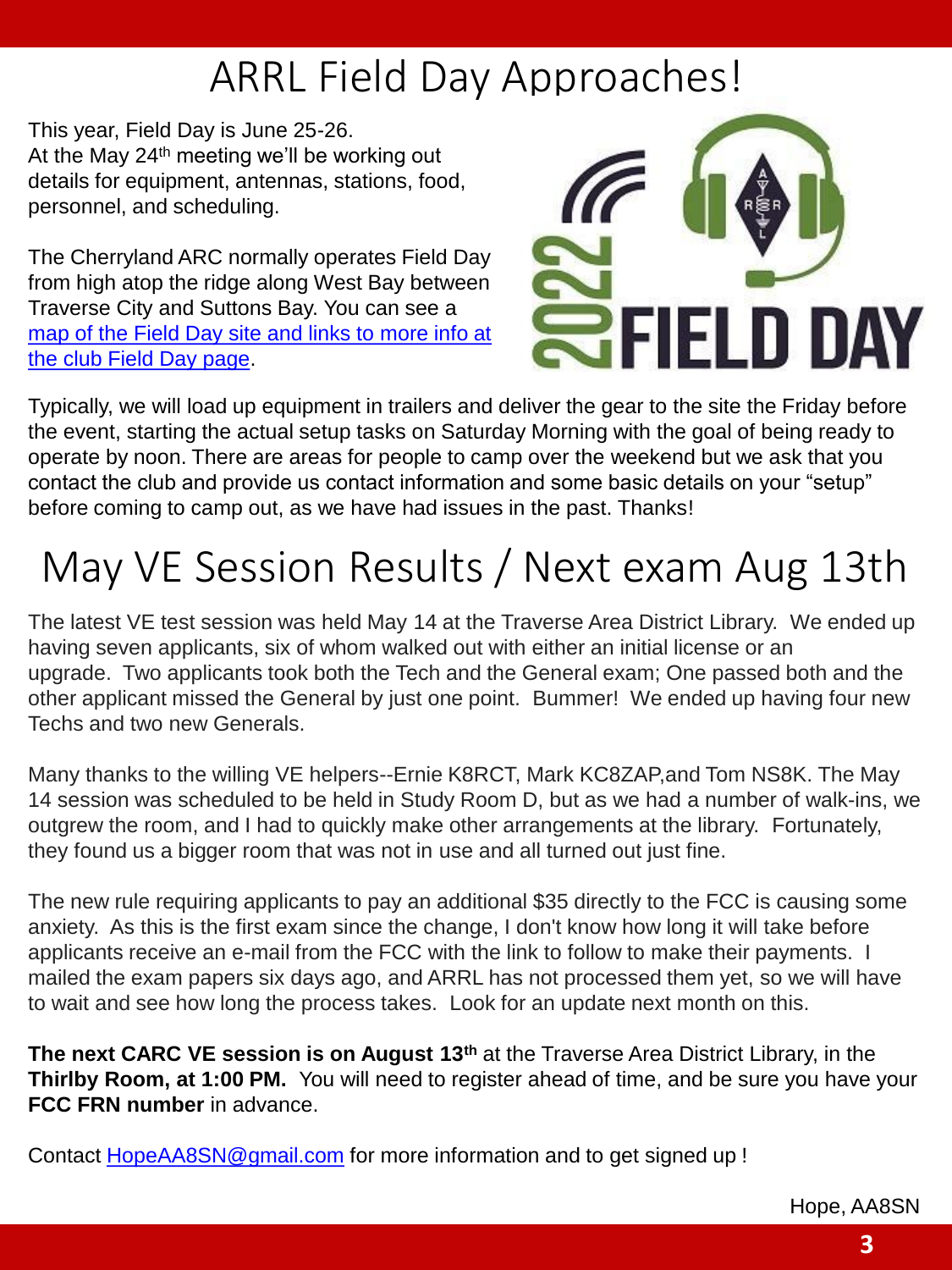# ARRL Field Day Approaches!

This year, Field Day is June 25-26.
At the May 24th meeting we'll be working out details for equipment, antennas, stations, food, personnel, and scheduling.

The Cherryland ARC normally operates Field Day from high atop the ridge along West Bay between Traverse City and Suttons Bay. You can see a map of the Field Day site and links to more info at the club Field Day page.

Typically, we will load up equipment in trailers and deliver the gear to the site the Friday before the event, starting the actual setup tasks on Saturday Morning with the goal of being ready to operate by noon. There are areas for people to camp over the weekend but we ask that you contact the club and provide us contact information and some basic details on your "setup" before coming to camp out, as we have had issues in the past. Thanks!

# May VE Session Results / Next exam Aug 13th

The latest VE test session was held May 14 at the Traverse Area District Library. We ended up having seven applicants, six of whom walked out with either an initial license or an upgrade. Two applicants took both the Tech and the General exam; One passed both and the other applicant missed the General by just one point. Bummer! We ended up having four new Techs and two new Generals.

Many thanks to the willing VE helpers--Ernie K8RCT, Mark KC8ZAP,and Tom NS8K. The May 14 session was scheduled to be held in Study Room D, but as we had a number of walk-ins, we outgrew the room, and I had to quickly make other arrangements at the library. Fortunately, they found us a bigger room that was not in use and all turned out just fine.

The new rule requiring applicants to pay an additional $35 directly to the FCC is causing some anxiety. As this is the first exam since the change, I don't know how long it will take before applicants receive an e-mail from the FCC with the link to follow to make their payments. I mailed the exam papers six days ago, and ARRL has not processed them yet, so we will have to wait and see how long the process takes. Look for an update next month on this.

**The next CARC VE session is on August 13th** at the Traverse Area District Library, in the **Thirlby Room, at 1:00 PM.** You will need to register ahead of time, and be sure you have your **FCC FRN number** in advance.

Contact HopeAA8SN@gmail.com for more information and to get signed up !

Hope, AA8SN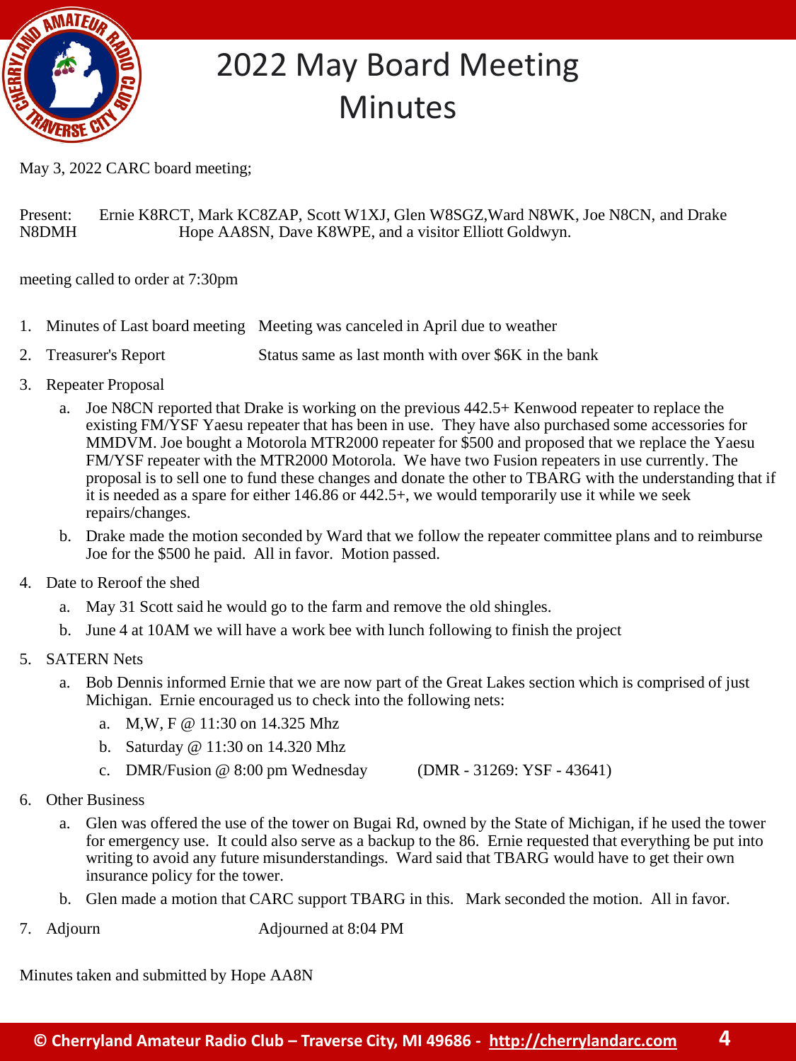# 2022 May Board Meeting Minutes

May 3, 2022 CARC board meeting;

Present: Ernie K8RCT, Mark KC8ZAP, Scott W1XJ, Glen W8SGZ,Ward N8WK, Joe N8CN, and Drake N8DMH Hope AA8SN, Dave K8WPE, and a visitor Elliott Goldwyn.

meeting called to order at 7:30pm

1. Minutes of Last board meeting — Meeting was canceled in April due to weather
2. Treasurer's Report — Status same as last month with over $6K in the bank
3. Repeater Proposal
   a. Joe N8CN reported that Drake is working on the previous 442.5+ Kenwood repeater to replace the existing FM/YSF Yaesu repeater that has been in use. They have also purchased some accessories for MMDVM. Joe bought a Motorola MTR2000 repeater for $500 and proposed that we replace the Yaesu FM/YSF repeater with the MTR2000 Motorola. We have two Fusion repeaters in use currently. The proposal is to sell one to fund these changes and donate the other to TBARG with the understanding that if it is needed as a spare for either 146.86 or 442.5+, we would temporarily use it while we seek repairs/changes.
   b. Drake made the motion seconded by Ward that we follow the repeater committee plans and to reimburse Joe for the $500 he paid. All in favor. Motion passed.
4. Date to Reroof the shed
   a. May 31 Scott said he would go to the farm and remove the old shingles.
   b. June 4 at 10AM we will have a work bee with lunch following to finish the project
5. SATERN Nets
   a. Bob Dennis informed Ernie that we are now part of the Great Lakes section which is comprised of just Michigan. Ernie encouraged us to check into the following nets:
      a. M,W, F @ 11:30 on 14.325 Mhz
      b. Saturday @ 11:30 on 14.320 Mhz
      c. DMR/Fusion @ 8:00 pm Wednesday (DMR - 31269: YSF - 43641)
6. Other Business
   a. Glen was offered the use of the tower on Bugai Rd, owned by the State of Michigan, if he used the tower for emergency use. It could also serve as a backup to the 86. Ernie requested that everything be put into writing to avoid any future misunderstandings. Ward said that TBARG would have to get their own insurance policy for the tower.
   b. Glen made a motion that CARC support TBARG in this. Mark seconded the motion. All in favor.
7. Adjourn — Adjourned at 8:04 PM

Minutes taken and submitted by Hope AA8N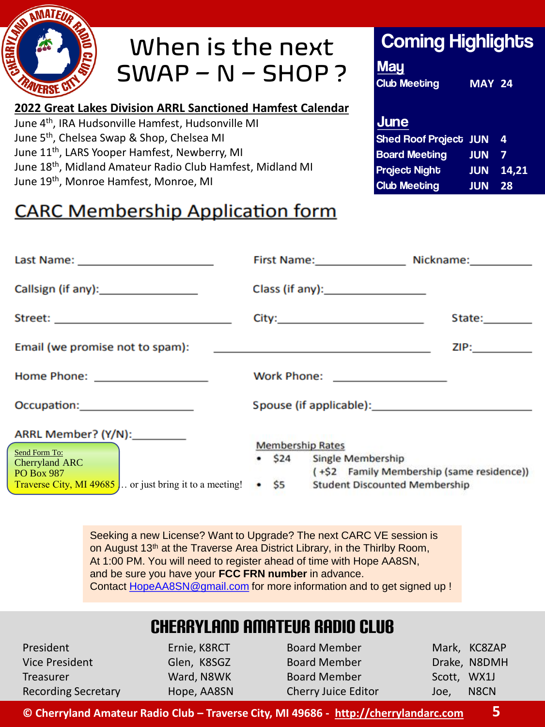# When is the next SWAP – N – SHOP ?

**2022 Great Lakes Division ARRL Sanctioned Hamfest Calendar**

June 4th, IRA Hudsonville Hamfest, Hudsonville MI
June 5th, Chelsea Swap & Shop, Chelsea MI
June 11th, LARS Yooper Hamfest, Newberry, MI
June 18th, Midland Amateur Radio Club Hamfest, Midland MI
June 19th, Monroe Hamfest, Monroe, MI

## Coming Highlights

**May**

| | | |
|---|---|---|
| Club Meeting | MAY | 24 |

**June**

| | | |
|---|---|---|
| Shed Roof Project | JUN | 4 |
| Board Meeting | JUN | 7 |
| Project Night | JUN | 14,21 |
| Club Meeting | JUN | 28 |

## CARC Membership Application form

Last Name: ______________________ First Name: ______________ Nickname: __________

Callsign (if any): ________________ Class (if any): ________________

Street: ____________________________ City: ______________________ State: ________

Email (we promise not to spam): ______________________________ ZIP: __________

Home Phone: __________________ Work Phone: __________________

Occupation: ________________ Spouse (if applicable): ______________________

ARRL Member? (Y/N): ________

Send Form To:
Cherryland ARC
PO Box 987
Traverse City, MI 49685 … or just bring it to a meeting!

Membership Rates

- $24 Single Membership
  (+$2 Family Membership (same residence))
- $5 Student Discounted Membership

Seeking a new License? Want to Upgrade? The next CARC VE session is on August 13th at the Traverse Area District Library, in the Thirlby Room, At 1:00 PM. You will need to register ahead of time with Hope AA8SN, and be sure you have your **FCC FRN number** in advance.
Contact HopeAA8SN@gmail.com for more information and to get signed up !

## CHERRYLAND AMATEUR RADIO CLUB

| | | | |
|---|---|---|---|
| President | Ernie, K8RCT | Board Member | Mark, KC8ZAP |
| Vice President | Glen, K8SGZ | Board Member | Drake, N8DMH |
| Treasurer | Ward, N8WK | Board Member | Scott, WX1J |
| Recording Secretary | Hope, AA8SN | Cherry Juice Editor | Joe, N8CN |

© Cherryland Amateur Radio Club – Traverse City, MI 49686 - http://cherrylandarc.com